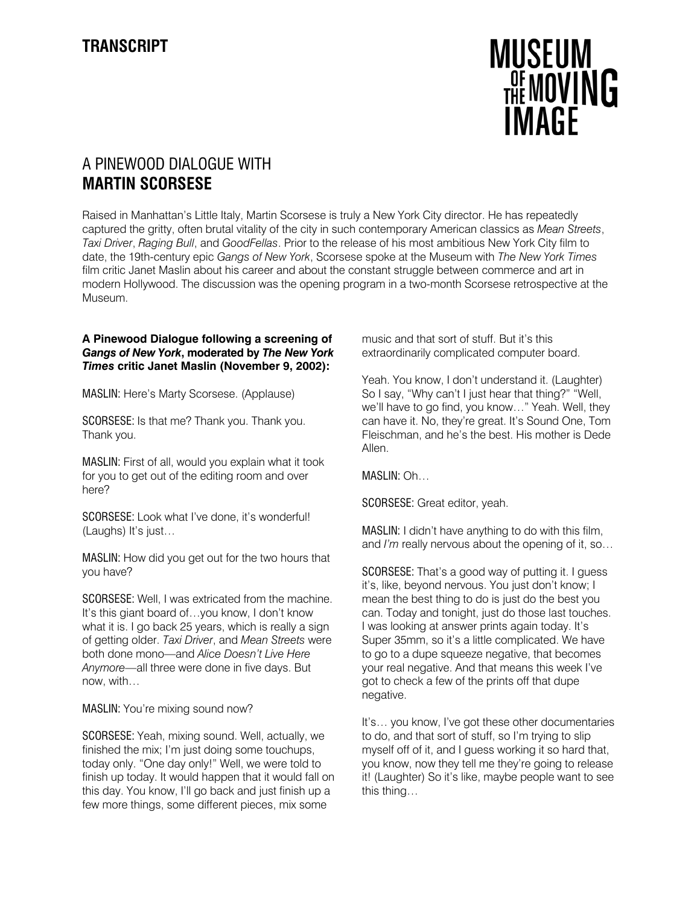**TRANSCRIPT**

**MUSEUM OF THE MOVING IMAGE**

# A PINEWOOD DIALOGUE WITH **MARTIN SCORSESE**

Raised in Manhattan's Little Italy, Martin Scorsese is truly a New York City director. He has repeatedly captured the gritty, often brutal vitality of the city in such contemporary American classics as *Mean Streets*, *Taxi Driver*, *Raging Bull*, and *GoodFellas*. Prior to the release of his most ambitious New York City film to date, the 19th-century epic *Gangs of New York*, Scorsese spoke at the Museum with *The New York Times* film critic Janet Maslin about his career and about the constant struggle between commerce and art in modern Hollywood. The discussion was the opening program in a two-month Scorsese retrospective at the Museum.

**A Pinewood Dialogue following a screening of *Gangs of New York*, moderated by *The New York Times* critic Janet Maslin (November 9, 2002):**

MASLIN: Here's Marty Scorsese. (Applause)

SCORSESE: Is that me? Thank you. Thank you. Thank you.

MASLIN: First of all, would you explain what it took for you to get out of the editing room and over here?

SCORSESE: Look what I've done, it's wonderful! (Laughs) It's just…

MASLIN: How did you get out for the two hours that you have?

SCORSESE: Well, I was extricated from the machine. It's this giant board of…you know, I don't know what it is. I go back 25 years, which is really a sign of getting older. *Taxi Driver*, and *Mean Streets* were both done mono—and *Alice Doesn't Live Here Anymore*—all three were done in five days. But now, with…

MASLIN: You're mixing sound now?

SCORSESE: Yeah, mixing sound. Well, actually, we finished the mix; I'm just doing some touchups, today only. "One day only!" Well, we were told to finish up today. It would happen that it would fall on this day. You know, I'll go back and just finish up a few more things, some different pieces, mix some music and that sort of stuff. But it's this extraordinarily complicated computer board.

Yeah. You know, I don't understand it. (Laughter) So I say, "Why can't I just hear that thing?" "Well, we'll have to go find, you know…" Yeah. Well, they can have it. No, they're great. It's Sound One, Tom Fleischman, and he's the best. His mother is Dede Allen.

MASLIN: Oh…

SCORSESE: Great editor, yeah.

MASLIN: I didn't have anything to do with this film, and *I'm* really nervous about the opening of it, so…

SCORSESE: That's a good way of putting it. I guess it's, like, beyond nervous. You just don't know; I mean the best thing to do is just do the best you can. Today and tonight, just do those last touches. I was looking at answer prints again today. It's Super 35mm, so it's a little complicated. We have to go to a dupe squeeze negative, that becomes your real negative. And that means this week I've got to check a few of the prints off that dupe negative.

It's… you know, I've got these other documentaries to do, and that sort of stuff, so I'm trying to slip myself off of it, and I guess working it so hard that, you know, now they tell me they're going to release it! (Laughter) So it's like, maybe people want to see this thing…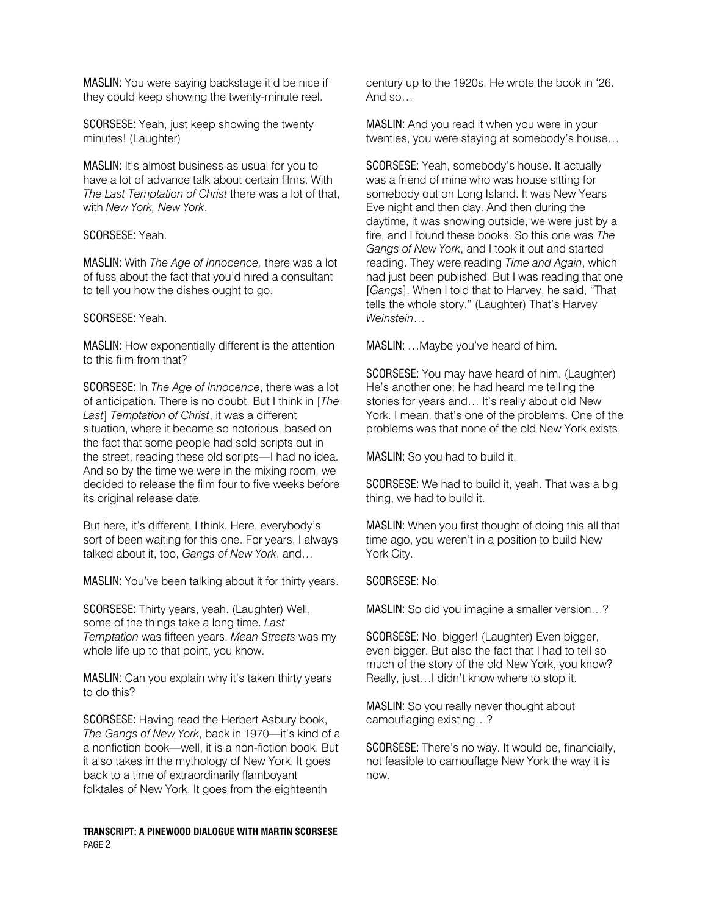MASLIN: You were saying backstage it'd be nice if they could keep showing the twenty-minute reel.

SCORSESE: Yeah, just keep showing the twenty minutes! (Laughter)

MASLIN: It's almost business as usual for you to have a lot of advance talk about certain films. With *The Last Temptation of Christ* there was a lot of that, with *New York, New York*.

SCORSESE: Yeah.

MASLIN: With *The Age of Innocence,* there was a lot of fuss about the fact that you'd hired a consultant to tell you how the dishes ought to go.

SCORSESE: Yeah.

MASLIN: How exponentially different is the attention to this film from that?

SCORSESE: In *The Age of Innocence*, there was a lot of anticipation. There is no doubt. But I think in [*The Last*] *Temptation of Christ*, it was a different situation, where it became so notorious, based on the fact that some people had sold scripts out in the street, reading these old scripts—I had no idea. And so by the time we were in the mixing room, we decided to release the film four to five weeks before its original release date.

But here, it's different, I think. Here, everybody's sort of been waiting for this one. For years, I always talked about it, too, *Gangs of New York*, and…

MASLIN: You've been talking about it for thirty years.

SCORSESE: Thirty years, yeah. (Laughter) Well, some of the things take a long time. *Last Temptation* was fifteen years. *Mean Streets* was my whole life up to that point, you know.

MASLIN: Can you explain why it's taken thirty years to do this?

SCORSESE: Having read the Herbert Asbury book, *The Gangs of New York*, back in 1970—it's kind of a a nonfiction book—well, it is a non-fiction book. But it also takes in the mythology of New York. It goes back to a time of extraordinarily flamboyant folktales of New York. It goes from the eighteenth century up to the 1920s. He wrote the book in '26. And so…

MASLIN: And you read it when you were in your twenties, you were staying at somebody's house…

SCORSESE: Yeah, somebody's house. It actually was a friend of mine who was house sitting for somebody out on Long Island. It was New Years Eve night and then day. And then during the daytime, it was snowing outside, we were just by a fire, and I found these books. So this one was *The Gangs of New York*, and I took it out and started reading. They were reading *Time and Again*, which had just been published. But I was reading that one [*Gangs*]. When I told that to Harvey, he said, "That tells the whole story." (Laughter) That's Harvey *Weinstein*…

MASLIN: …Maybe you've heard of him.

SCORSESE: You may have heard of him. (Laughter) He's another one; he had heard me telling the stories for years and… It's really about old New York. I mean, that's one of the problems. One of the problems was that none of the old New York exists.

MASLIN: So you had to build it.

SCORSESE: We had to build it, yeah. That was a big thing, we had to build it.

MASLIN: When you first thought of doing this all that time ago, you weren't in a position to build New York City.

SCORSESE: No.

MASLIN: So did you imagine a smaller version…?

SCORSESE: No, bigger! (Laughter) Even bigger, even bigger. But also the fact that I had to tell so much of the story of the old New York, you know? Really, just…I didn't know where to stop it.

MASLIN: So you really never thought about camouflaging existing…?

SCORSESE: There's no way. It would be, financially, not feasible to camouflage New York the way it is now.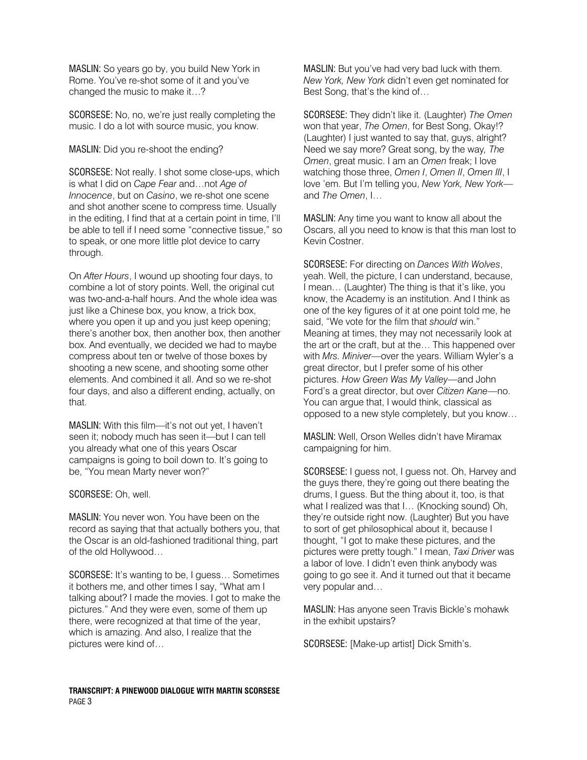MASLIN: So years go by, you build New York in Rome. You've re-shot some of it and you've changed the music to make it…?

SCORSESE: No, no, we're just really completing the music. I do a lot with source music, you know.

MASLIN: Did you re-shoot the ending?

SCORSESE: Not really. I shot some close-ups, which is what I did on *Cape Fear* and…not *Age of Innocence*, but on *Casino*, we re-shot one scene and shot another scene to compress time. Usually in the editing, I find that at a certain point in time, I'll be able to tell if I need some "connective tissue," so to speak, or one more little plot device to carry through.

On *After Hours*, I wound up shooting four days, to combine a lot of story points. Well, the original cut was two-and-a-half hours. And the whole idea was just like a Chinese box, you know, a trick box, where you open it up and you just keep opening; there's another box, then another box, then another box. And eventually, we decided we had to maybe compress about ten or twelve of those boxes by shooting a new scene, and shooting some other elements. And combined it all. And so we re-shot four days, and also a different ending, actually, on that.

MASLIN: With this film—it's not out yet, I haven't seen it; nobody much has seen it—but I can tell you already what one of this years Oscar campaigns is going to boil down to. It's going to be, "You mean Marty never won?"

SCORSESE: Oh, well.

MASLIN: You never won. You have been on the record as saying that that actually bothers you, that the Oscar is an old-fashioned traditional thing, part of the old Hollywood…

SCORSESE: It's wanting to be, I guess… Sometimes it bothers me, and other times I say, "What am I talking about? I made the movies. I got to make the pictures." And they were even, some of them up there, were recognized at that time of the year, which is amazing. And also, I realize that the pictures were kind of…

MASLIN: But you've had very bad luck with them. *New York, New York* didn't even get nominated for Best Song, that's the kind of…

SCORSESE: They didn't like it. (Laughter) *The Omen* won that year, *The Omen*, for Best Song, Okay!? (Laughter) I just wanted to say that, guys, alright? Need we say more? Great song, by the way*, The Omen*, great music. I am an *Omen* freak; I love watching those three, *Omen I*, *Omen II*, *Omen III*, I love 'em. But I'm telling you, *New York, New York*—and *The Omen*, I…

MASLIN: Any time you want to know all about the Oscars, all you need to know is that this man lost to Kevin Costner.

SCORSESE: For directing on *Dances With Wolves*, yeah. Well, the picture, I can understand, because, I mean… (Laughter) The thing is that it's like, you know, the Academy is an institution. And I think as one of the key figures of it at one point told me, he said, "We vote for the film that *should* win." Meaning at times, they may not necessarily look at the art or the craft, but at the… This happened over with *Mrs. Miniver*—over the years. William Wyler's a great director, but I prefer some of his other pictures. *How Green Was My Valley*—and John Ford's a great director, but over *Citizen Kane*—no. You can argue that, I would think, classical as opposed to a new style completely, but you know…

MASLIN: Well, Orson Welles didn't have Miramax campaigning for him.

SCORSESE: I guess not, I guess not. Oh, Harvey and the guys there, they're going out there beating the drums, I guess. But the thing about it, too, is that what I realized was that I… (Knocking sound) Oh, they're outside right now. (Laughter) But you have to sort of get philosophical about it, because I thought, "I got to make these pictures, and the pictures were pretty tough." I mean, *Taxi Driver* was a labor of love. I didn't even think anybody was going to go see it. And it turned out that it became very popular and…

MASLIN: Has anyone seen Travis Bickle's mohawk in the exhibit upstairs?

SCORSESE: [Make-up artist] Dick Smith's.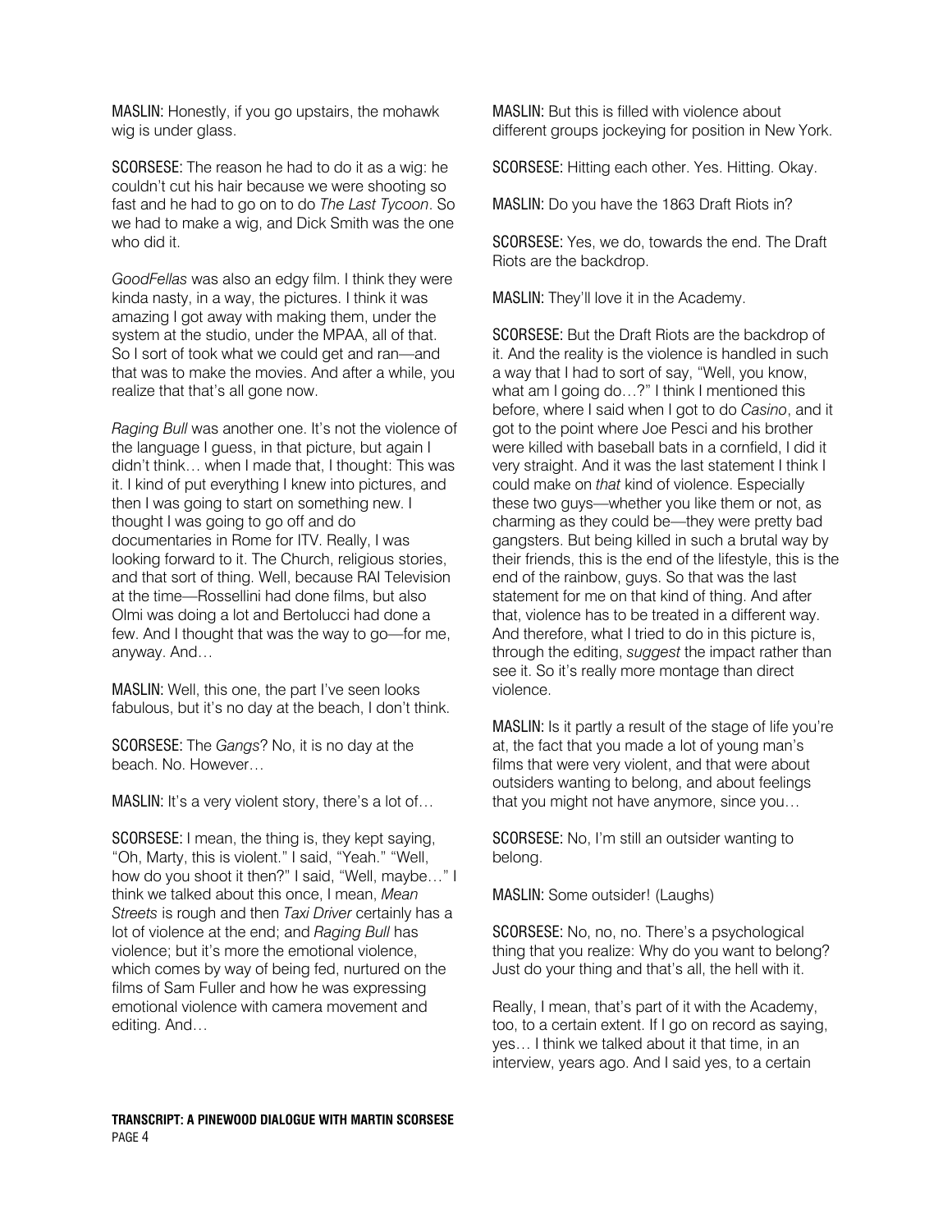**MASLIN:** Honestly, if you go upstairs, the mohawk wig is under glass.

**SCORSESE:** The reason he had to do it as a wig: he couldn't cut his hair because we were shooting so fast and he had to go on to do *The Last Tycoon*. So we had to make a wig, and Dick Smith was the one who did it.

*GoodFellas* was also an edgy film. I think they were kinda nasty, in a way, the pictures. I think it was amazing I got away with making them, under the system at the studio, under the MPAA, all of that. So I sort of took what we could get and ran—and that was to make the movies. And after a while, you realize that that's all gone now.

*Raging Bull* was another one. It's not the violence of the language I guess, in that picture, but again I didn't think… when I made that, I thought: This was it. I kind of put everything I knew into pictures, and then I was going to start on something new. I thought I was going to go off and do documentaries in Rome for ITV. Really, I was looking forward to it. The Church, religious stories, and that sort of thing. Well, because RAI Television at the time—Rossellini had done films, but also Olmi was doing a lot and Bertolucci had done a few. And I thought that was the way to go—for me, anyway. And…

**MASLIN:** Well, this one, the part I've seen looks fabulous, but it's no day at the beach, I don't think.

**SCORSESE:** The *Gangs*? No, it is no day at the beach. No. However…

**MASLIN:** It's a very violent story, there's a lot of…

**SCORSESE:** I mean, the thing is, they kept saying, "Oh, Marty, this is violent." I said, "Yeah." "Well, how do you shoot it then?" I said, "Well, maybe…" I think we talked about this once, I mean, *Mean Streets* is rough and then *Taxi Driver* certainly has a lot of violence at the end; and *Raging Bull* has violence; but it's more the emotional violence, which comes by way of being fed, nurtured on the films of Sam Fuller and how he was expressing emotional violence with camera movement and editing. And…

**MASLIN:** But this is filled with violence about different groups jockeying for position in New York.

**SCORSESE:** Hitting each other. Yes. Hitting. Okay.

**MASLIN:** Do you have the 1863 Draft Riots in?

**SCORSESE:** Yes, we do, towards the end. The Draft Riots are the backdrop.

**MASLIN:** They'll love it in the Academy.

**SCORSESE:** But the Draft Riots are the backdrop of it. And the reality is the violence is handled in such a way that I had to sort of say, "Well, you know, what am I going do…?" I think I mentioned this before, where I said when I got to do *Casino*, and it got to the point where Joe Pesci and his brother were killed with baseball bats in a cornfield, I did it very straight. And it was the last statement I think I could make on *that* kind of violence. Especially these two guys—whether you like them or not, as charming as they could be—they were pretty bad gangsters. But being killed in such a brutal way by their friends, this is the end of the lifestyle, this is the end of the rainbow, guys. So that was the last statement for me on that kind of thing. And after that, violence has to be treated in a different way. And therefore, what I tried to do in this picture is, through the editing, *suggest* the impact rather than see it. So it's really more montage than direct violence.

**MASLIN:** Is it partly a result of the stage of life you're at, the fact that you made a lot of young man's films that were very violent, and that were about outsiders wanting to belong, and about feelings that you might not have anymore, since you…

**SCORSESE:** No, I'm still an outsider wanting to belong.

**MASLIN:** Some outsider! (Laughs)

**SCORSESE:** No, no, no. There's a psychological thing that you realize: Why do you want to belong? Just do your thing and that's all, the hell with it.

Really, I mean, that's part of it with the Academy, too, to a certain extent. If I go on record as saying, yes… I think we talked about it that time, in an interview, years ago. And I said yes, to a certain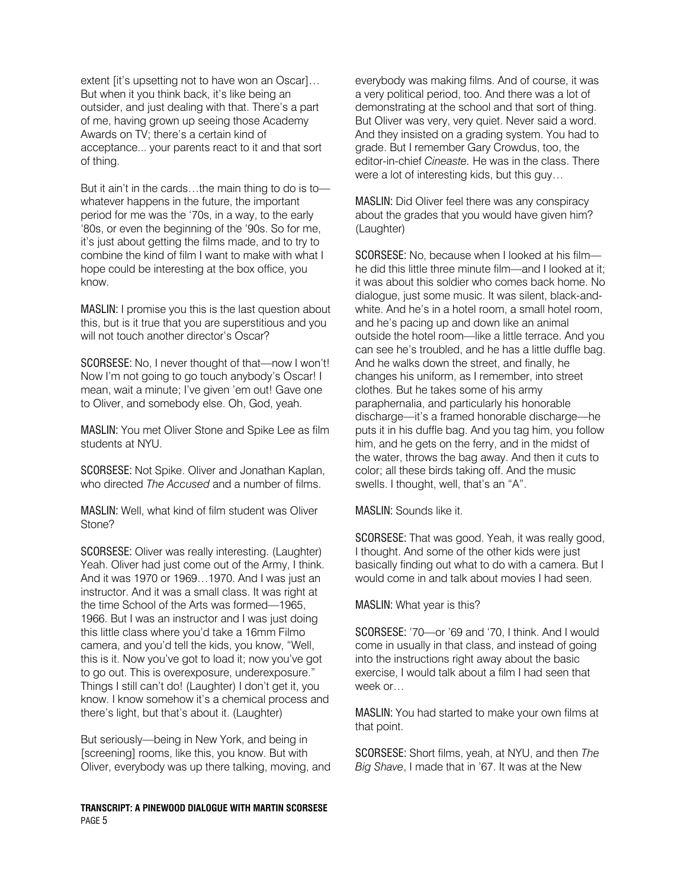extent [it's upsetting not to have won an Oscar]… But when it you think back, it's like being an outsider, and just dealing with that. There's a part of me, having grown up seeing those Academy Awards on TV; there's a certain kind of acceptance... your parents react to it and that sort of thing.

But it ain't in the cards…the main thing to do is to—whatever happens in the future, the important period for me was the '70s, in a way, to the early '80s, or even the beginning of the '90s. So for me, it's just about getting the films made, and to try to combine the kind of film I want to make with what I hope could be interesting at the box office, you know.

MASLIN: I promise you this is the last question about this, but is it true that you are superstitious and you will not touch another director's Oscar?

SCORSESE: No, I never thought of that—now I won't! Now I'm not going to go touch anybody's Oscar! I mean, wait a minute; I've given 'em out! Gave one to Oliver, and somebody else. Oh, God, yeah.

MASLIN: You met Oliver Stone and Spike Lee as film students at NYU.

SCORSESE: Not Spike. Oliver and Jonathan Kaplan, who directed *The Accused* and a number of films.

MASLIN: Well, what kind of film student was Oliver Stone?

SCORSESE: Oliver was really interesting. (Laughter) Yeah. Oliver had just come out of the Army, I think. And it was 1970 or 1969…1970. And I was just an instructor. And it was a small class. It was right at the time School of the Arts was formed—1965, 1966. But I was an instructor and I was just doing this little class where you'd take a 16mm Filmo camera, and you'd tell the kids, you know, "Well, this is it. Now you've got to load it; now you've got to go out. This is overexposure, underexposure." Things I still can't do! (Laughter) I don't get it, you know. I know somehow it's a chemical process and there's light, but that's about it. (Laughter)

But seriously—being in New York, and being in [screening] rooms, like this, you know. But with Oliver, everybody was up there talking, moving, and everybody was making films. And of course, it was a very political period, too. And there was a lot of demonstrating at the school and that sort of thing. But Oliver was very, very quiet. Never said a word. And they insisted on a grading system. You had to grade. But I remember Gary Crowdus, too, the editor-in-chief *Cineaste.* He was in the class. There were a lot of interesting kids, but this guy…

MASLIN: Did Oliver feel there was any conspiracy about the grades that you would have given him? (Laughter)

SCORSESE: No, because when I looked at his film—he did this little three minute film—and I looked at it; it was about this soldier who comes back home. No dialogue, just some music. It was silent, black-and-white. And he's in a hotel room, a small hotel room, and he's pacing up and down like an animal outside the hotel room—like a little terrace. And you can see he's troubled, and he has a little duffle bag. And he walks down the street, and finally, he changes his uniform, as I remember, into street clothes. But he takes some of his army paraphernalia, and particularly his honorable discharge—it's a framed honorable discharge—he puts it in his duffle bag. And you tag him, you follow him, and he gets on the ferry, and in the midst of the water, throws the bag away. And then it cuts to color; all these birds taking off. And the music swells. I thought, well, that's an "A".

MASLIN: Sounds like it.

SCORSESE: That was good. Yeah, it was really good, I thought. And some of the other kids were just basically finding out what to do with a camera. But I would come in and talk about movies I had seen.

MASLIN: What year is this?

SCORSESE: '70—or '69 and '70, I think. And I would come in usually in that class, and instead of going into the instructions right away about the basic exercise, I would talk about a film I had seen that week or…

MASLIN: You had started to make your own films at that point.

SCORSESE: Short films, yeah, at NYU, and then *The Big Shave*, I made that in '67. It was at the New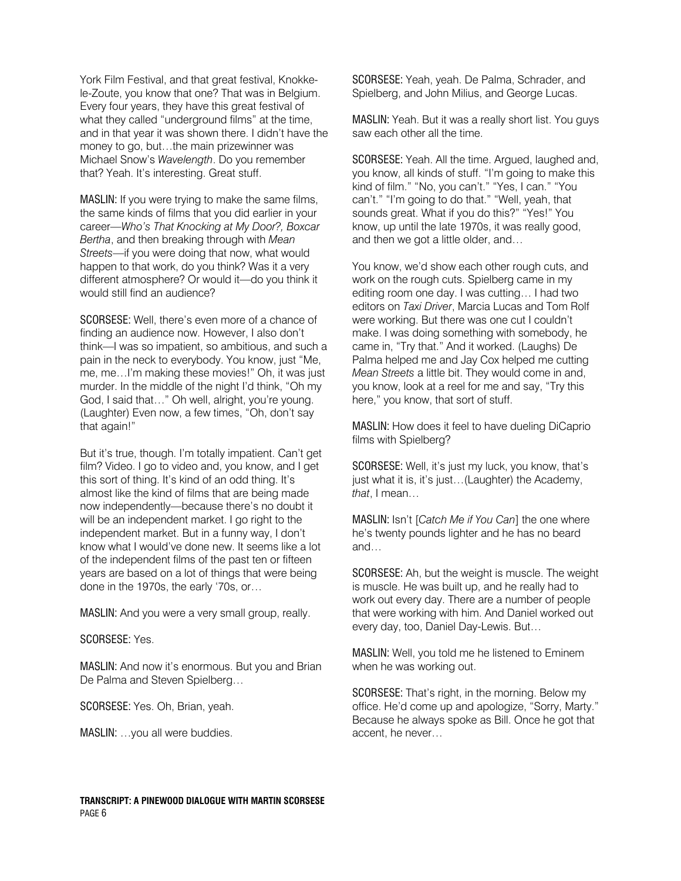York Film Festival, and that great festival, Knokke-le-Zoute, you know that one? That was in Belgium. Every four years, they have this great festival of what they called "underground films" at the time, and in that year it was shown there. I didn't have the money to go, but…the main prizewinner was Michael Snow's *Wavelength*. Do you remember that? Yeah. It's interesting. Great stuff.

**MASLIN:** If you were trying to make the same films, the same kinds of films that you did earlier in your career—*Who's That Knocking at My Door?, Boxcar Bertha*, and then breaking through with *Mean Streets*—if you were doing that now, what would happen to that work, do you think? Was it a very different atmosphere? Or would it—do you think it would still find an audience?

**SCORSESE:** Well, there's even more of a chance of finding an audience now. However, I also don't think—I was so impatient, so ambitious, and such a pain in the neck to everybody. You know, just "Me, me, me…I'm making these movies!" Oh, it was just murder. In the middle of the night I'd think, "Oh my God, I said that…" Oh well, alright, you're young. (Laughter) Even now, a few times, "Oh, don't say that again!"

But it's true, though. I'm totally impatient. Can't get film? Video. I go to video and, you know, and I get this sort of thing. It's kind of an odd thing. It's almost like the kind of films that are being made now independently—because there's no doubt it will be an independent market. I go right to the independent market. But in a funny way, I don't know what I would've done new. It seems like a lot of the independent films of the past ten or fifteen years are based on a lot of things that were being done in the 1970s, the early '70s, or…

**MASLIN:** And you were a very small group, really.

**SCORSESE:** Yes.

**MASLIN:** And now it's enormous. But you and Brian De Palma and Steven Spielberg…

**SCORSESE:** Yes. Oh, Brian, yeah.

**MASLIN:** …you all were buddies.

**SCORSESE:** Yeah, yeah. De Palma, Schrader, and Spielberg, and John Milius, and George Lucas.

**MASLIN:** Yeah. But it was a really short list. You guys saw each other all the time.

**SCORSESE:** Yeah. All the time. Argued, laughed and, you know, all kinds of stuff. "I'm going to make this kind of film." "No, you can't." "Yes, I can." "You can't." "I'm going to do that." "Well, yeah, that sounds great. What if you do this?" "Yes!" You know, up until the late 1970s, it was really good, and then we got a little older, and…

You know, we'd show each other rough cuts, and work on the rough cuts. Spielberg came in my editing room one day. I was cutting… I had two editors on *Taxi Driver*, Marcia Lucas and Tom Rolf were working. But there was one cut I couldn't make. I was doing something with somebody, he came in, "Try that." And it worked. (Laughs) De Palma helped me and Jay Cox helped me cutting *Mean Streets* a little bit. They would come in and, you know, look at a reel for me and say, "Try this here," you know, that sort of stuff.

**MASLIN:** How does it feel to have dueling DiCaprio films with Spielberg?

**SCORSESE:** Well, it's just my luck, you know, that's just what it is, it's just…(Laughter) the Academy, *that*, I mean…

**MASLIN:** Isn't [*Catch Me if You Can*] the one where he's twenty pounds lighter and he has no beard and…

**SCORSESE:** Ah, but the weight is muscle. The weight is muscle. He was built up, and he really had to work out every day. There are a number of people that were working with him. And Daniel worked out every day, too, Daniel Day-Lewis. But…

**MASLIN:** Well, you told me he listened to Eminem when he was working out.

**SCORSESE:** That's right, in the morning. Below my office. He'd come up and apologize, "Sorry, Marty." Because he always spoke as Bill. Once he got that accent, he never…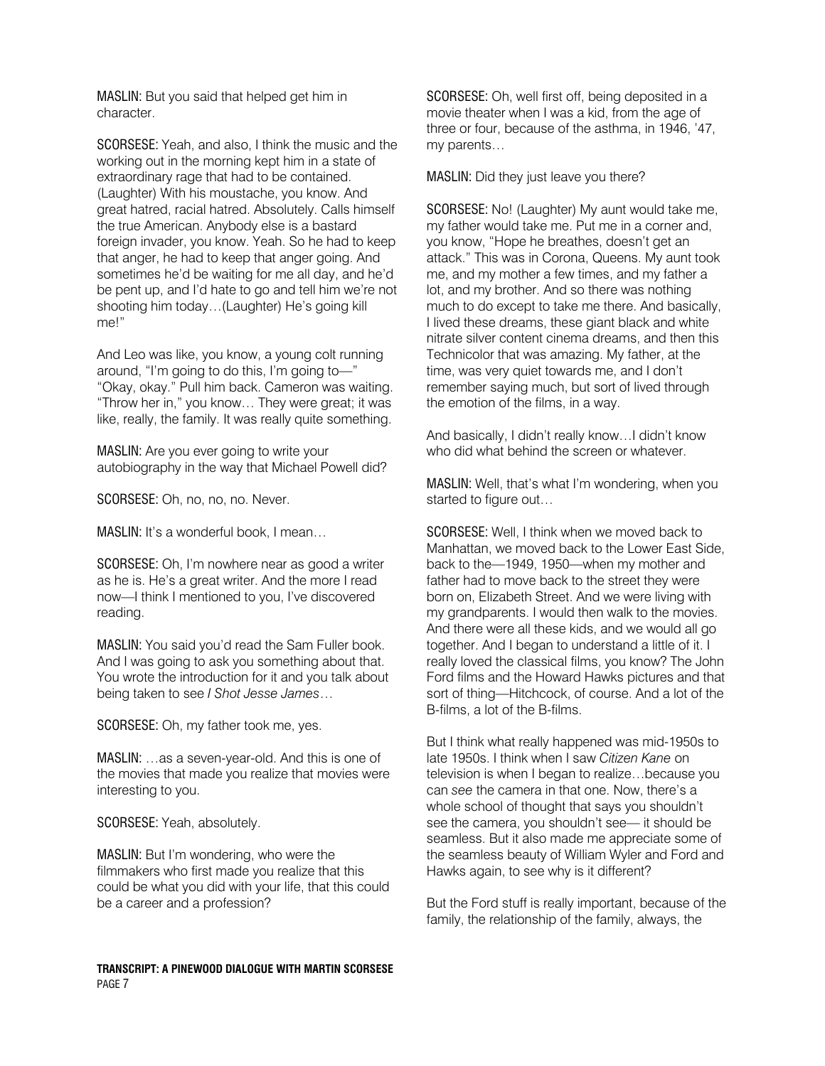**MASLIN:** But you said that helped get him in character.

**SCORSESE:** Yeah, and also, I think the music and the working out in the morning kept him in a state of extraordinary rage that had to be contained. (Laughter) With his moustache, you know. And great hatred, racial hatred. Absolutely. Calls himself the true American. Anybody else is a bastard foreign invader, you know. Yeah. So he had to keep that anger, he had to keep that anger going. And sometimes he'd be waiting for me all day, and he'd be pent up, and I'd hate to go and tell him we're not shooting him today…(Laughter) He's going kill me!"

And Leo was like, you know, a young colt running around, "I'm going to do this, I'm going to—" "Okay, okay." Pull him back. Cameron was waiting. "Throw her in," you know… They were great; it was like, really, the family. It was really quite something.

**MASLIN:** Are you ever going to write your autobiography in the way that Michael Powell did?

**SCORSESE:** Oh, no, no, no. Never.

**MASLIN:** It's a wonderful book, I mean…

**SCORSESE:** Oh, I'm nowhere near as good a writer as he is. He's a great writer. And the more I read now—I think I mentioned to you, I've discovered reading.

**MASLIN:** You said you'd read the Sam Fuller book. And I was going to ask you something about that. You wrote the introduction for it and you talk about being taken to see *I Shot Jesse James*…

**SCORSESE:** Oh, my father took me, yes.

**MASLIN:** …as a seven-year-old. And this is one of the movies that made you realize that movies were interesting to you.

**SCORSESE:** Yeah, absolutely.

**MASLIN:** But I'm wondering, who were the filmmakers who first made you realize that this could be what you did with your life, that this could be a career and a profession?

**SCORSESE:** Oh, well first off, being deposited in a movie theater when I was a kid, from the age of three or four, because of the asthma, in 1946, '47, my parents…

**MASLIN:** Did they just leave you there?

**SCORSESE:** No! (Laughter) My aunt would take me, my father would take me. Put me in a corner and, you know, "Hope he breathes, doesn't get an attack." This was in Corona, Queens. My aunt took me, and my mother a few times, and my father a lot, and my brother. And so there was nothing much to do except to take me there. And basically, I lived these dreams, these giant black and white nitrate silver content cinema dreams, and then this Technicolor that was amazing. My father, at the time, was very quiet towards me, and I don't remember saying much, but sort of lived through the emotion of the films, in a way.

And basically, I didn't really know…I didn't know who did what behind the screen or whatever.

**MASLIN:** Well, that's what I'm wondering, when you started to figure out…

**SCORSESE:** Well, I think when we moved back to Manhattan, we moved back to the Lower East Side, back to the—1949, 1950—when my mother and father had to move back to the street they were born on, Elizabeth Street. And we were living with my grandparents. I would then walk to the movies. And there were all these kids, and we would all go together. And I began to understand a little of it. I really loved the classical films, you know? The John Ford films and the Howard Hawks pictures and that sort of thing—Hitchcock, of course. And a lot of the B-films, a lot of the B-films.

But I think what really happened was mid-1950s to late 1950s. I think when I saw *Citizen Kane* on television is when I began to realize…because you can *see* the camera in that one. Now, there's a whole school of thought that says you shouldn't see the camera, you shouldn't see— it should be seamless. But it also made me appreciate some of the seamless beauty of William Wyler and Ford and Hawks again, to see why is it different?

But the Ford stuff is really important, because of the family, the relationship of the family, always, the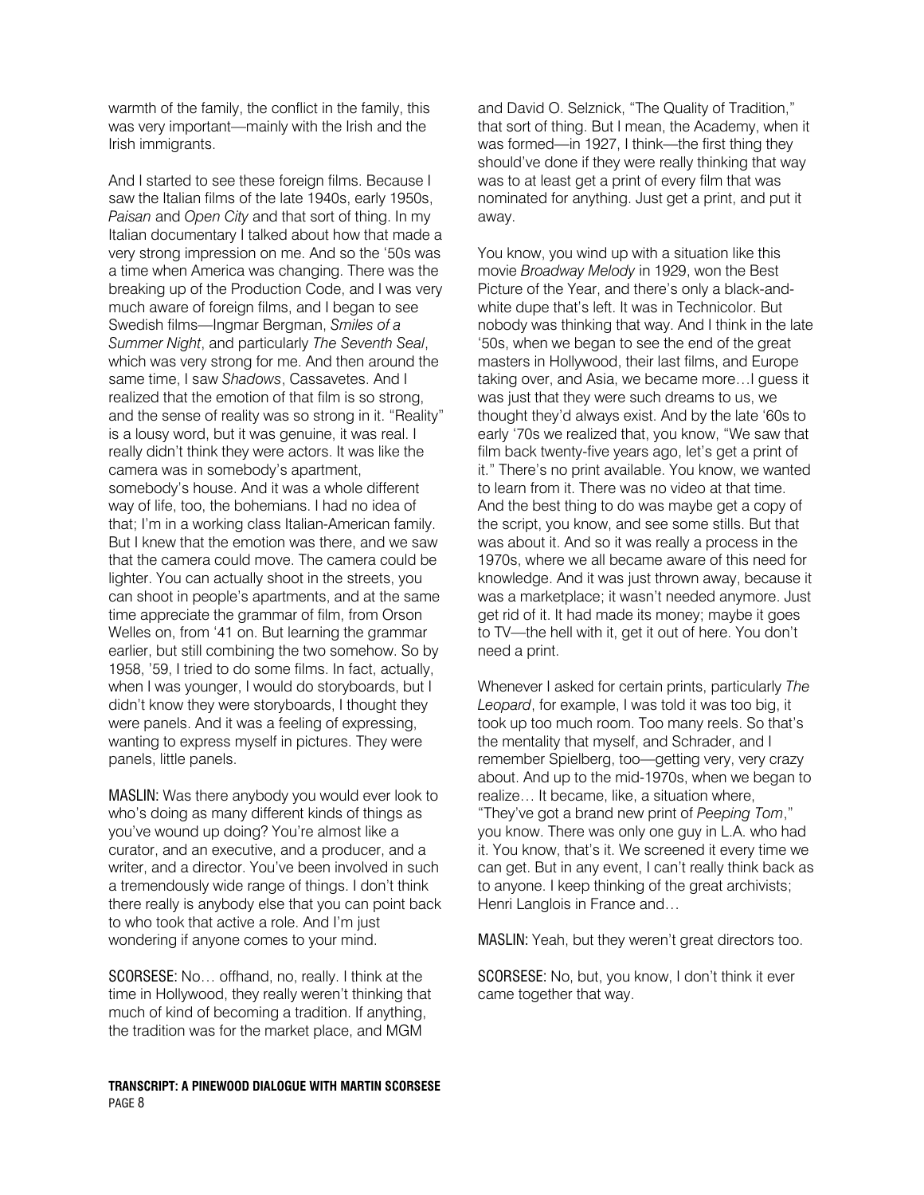warmth of the family, the conflict in the family, this was very important—mainly with the Irish and the Irish immigrants.

And I started to see these foreign films. Because I saw the Italian films of the late 1940s, early 1950s, *Paisan* and *Open City* and that sort of thing. In my Italian documentary I talked about how that made a very strong impression on me. And so the '50s was a time when America was changing. There was the breaking up of the Production Code, and I was very much aware of foreign films, and I began to see Swedish films—Ingmar Bergman, *Smiles of a Summer Night*, and particularly *The Seventh Seal*, which was very strong for me. And then around the same time, I saw *Shadows*, Cassavetes. And I realized that the emotion of that film is so strong, and the sense of reality was so strong in it. "Reality" is a lousy word, but it was genuine, it was real. I really didn't think they were actors. It was like the camera was in somebody's apartment, somebody's house. And it was a whole different way of life, too, the bohemians. I had no idea of that; I'm in a working class Italian-American family. But I knew that the emotion was there, and we saw that the camera could move. The camera could be lighter. You can actually shoot in the streets, you can shoot in people's apartments, and at the same time appreciate the grammar of film, from Orson Welles on, from '41 on. But learning the grammar earlier, but still combining the two somehow. So by 1958, '59, I tried to do some films. In fact, actually, when I was younger, I would do storyboards, but I didn't know they were storyboards, I thought they were panels. And it was a feeling of expressing, wanting to express myself in pictures. They were panels, little panels.

MASLIN: Was there anybody you would ever look to who's doing as many different kinds of things as you've wound up doing? You're almost like a curator, and an executive, and a producer, and a writer, and a director. You've been involved in such a tremendously wide range of things. I don't think there really is anybody else that you can point back to who took that active a role. And I'm just wondering if anyone comes to your mind.

SCORSESE: No… offhand, no, really. I think at the time in Hollywood, they really weren't thinking that much of kind of becoming a tradition. If anything, the tradition was for the market place, and MGM and David O. Selznick, "The Quality of Tradition," that sort of thing. But I mean, the Academy, when it was formed—in 1927, I think—the first thing they should've done if they were really thinking that way was to at least get a print of every film that was nominated for anything. Just get a print, and put it away.

You know, you wind up with a situation like this movie *Broadway Melody* in 1929, won the Best Picture of the Year, and there's only a black-and-white dupe that's left. It was in Technicolor. But nobody was thinking that way. And I think in the late '50s, when we began to see the end of the great masters in Hollywood, their last films, and Europe taking over, and Asia, we became more…I guess it was just that they were such dreams to us, we thought they'd always exist. And by the late '60s to early '70s we realized that, you know, "We saw that film back twenty-five years ago, let's get a print of it." There's no print available. You know, we wanted to learn from it. There was no video at that time. And the best thing to do was maybe get a copy of the script, you know, and see some stills. But that was about it. And so it was really a process in the 1970s, where we all became aware of this need for knowledge. And it was just thrown away, because it was a marketplace; it wasn't needed anymore. Just get rid of it. It had made its money; maybe it goes to TV—the hell with it, get it out of here. You don't need a print.

Whenever I asked for certain prints, particularly *The Leopard*, for example, I was told it was too big, it took up too much room. Too many reels. So that's the mentality that myself, and Schrader, and I remember Spielberg, too—getting very, very crazy about. And up to the mid-1970s, when we began to realize… It became, like, a situation where, "They've got a brand new print of *Peeping Tom*," you know. There was only one guy in L.A. who had it. You know, that's it. We screened it every time we can get. But in any event, I can't really think back as to anyone. I keep thinking of the great archivists; Henri Langlois in France and…

MASLIN: Yeah, but they weren't great directors too.

SCORSESE: No, but, you know, I don't think it ever came together that way.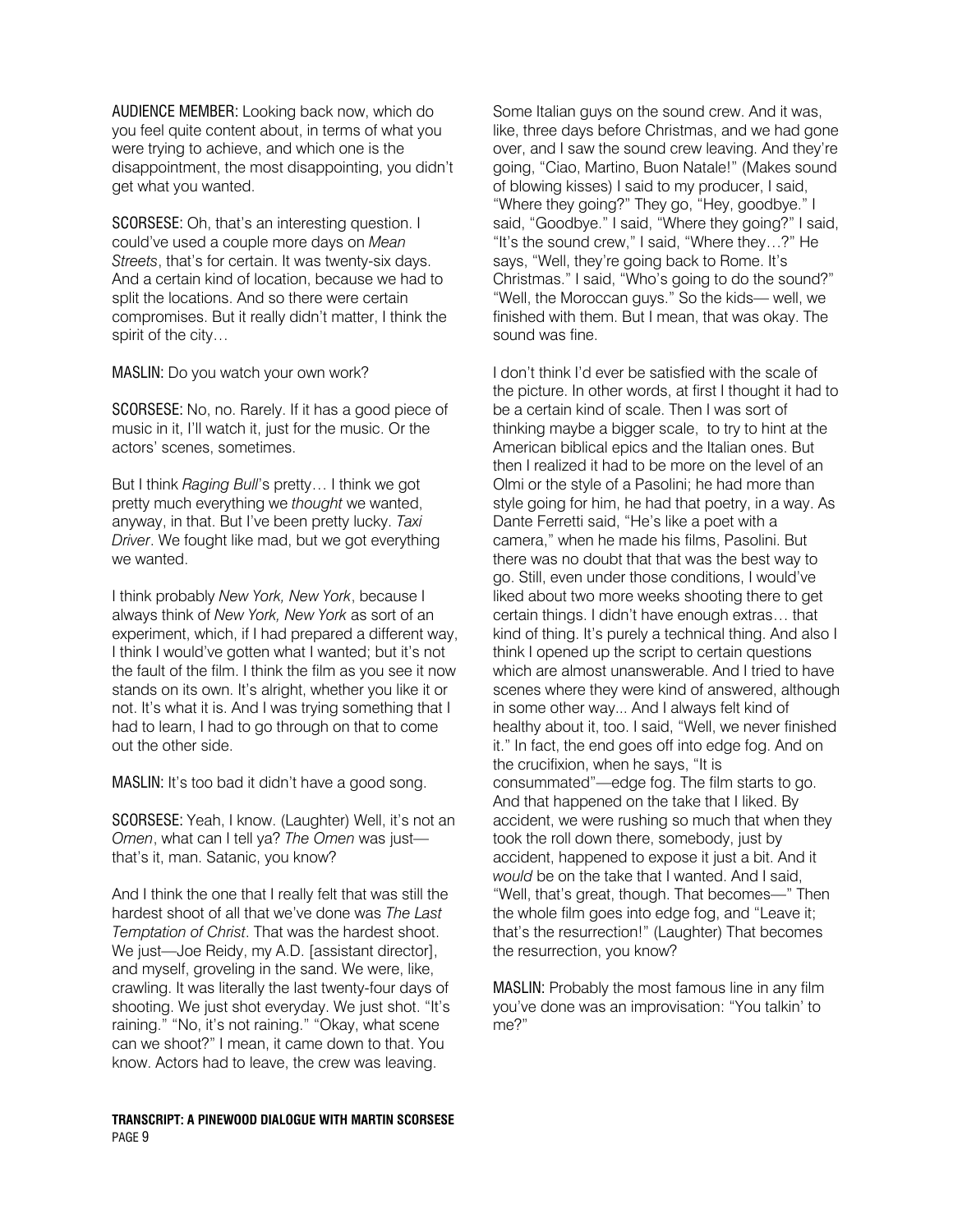**AUDIENCE MEMBER:** Looking back now, which do you feel quite content about, in terms of what you were trying to achieve, and which one is the disappointment, the most disappointing, you didn't get what you wanted.

**SCORSESE:** Oh, that's an interesting question. I could've used a couple more days on *Mean Streets*, that's for certain. It was twenty-six days. And a certain kind of location, because we had to split the locations. And so there were certain compromises. But it really didn't matter, I think the spirit of the city…

**MASLIN:** Do you watch your own work?

**SCORSESE:** No, no. Rarely. If it has a good piece of music in it, I'll watch it, just for the music. Or the actors' scenes, sometimes.

But I think *Raging Bull*'s pretty… I think we got pretty much everything we *thought* we wanted, anyway, in that. But I've been pretty lucky. *Taxi Driver*. We fought like mad, but we got everything we wanted.

I think probably *New York, New York*, because I always think of *New York, New York* as sort of an experiment, which, if I had prepared a different way, I think I would've gotten what I wanted; but it's not the fault of the film. I think the film as you see it now stands on its own. It's alright, whether you like it or not. It's what it is. And I was trying something that I had to learn, I had to go through on that to come out the other side.

**MASLIN:** It's too bad it didn't have a good song.

**SCORSESE:** Yeah, I know. (Laughter) Well, it's not an *Omen*, what can I tell ya? *The Omen* was just—that's it, man. Satanic, you know?

And I think the one that I really felt that was still the hardest shoot of all that we've done was *The Last Temptation of Christ*. That was the hardest shoot. We just—Joe Reidy, my A.D. [assistant director], and myself, groveling in the sand. We were, like, crawling. It was literally the last twenty-four days of shooting. We just shot everyday. We just shot. "It's raining." "No, it's not raining." "Okay, what scene can we shoot?" I mean, it came down to that. You know. Actors had to leave, the crew was leaving. Some Italian guys on the sound crew. And it was, like, three days before Christmas, and we had gone over, and I saw the sound crew leaving. And they're going, "Ciao, Martino, Buon Natale!" (Makes sound of blowing kisses) I said to my producer, I said, "Where they going?" They go, "Hey, goodbye." I said, "Goodbye." I said, "Where they going?" I said, "It's the sound crew," I said, "Where they…?" He says, "Well, they're going back to Rome. It's Christmas." I said, "Who's going to do the sound?" "Well, the Moroccan guys." So the kids— well, we finished with them. But I mean, that was okay. The sound was fine.

I don't think I'd ever be satisfied with the scale of the picture. In other words, at first I thought it had to be a certain kind of scale. Then I was sort of thinking maybe a bigger scale, to try to hint at the American biblical epics and the Italian ones. But then I realized it had to be more on the level of an Olmi or the style of a Pasolini; he had more than style going for him, he had that poetry, in a way. As Dante Ferretti said, "He's like a poet with a camera," when he made his films, Pasolini. But there was no doubt that that was the best way to go. Still, even under those conditions, I would've liked about two more weeks shooting there to get certain things. I didn't have enough extras… that kind of thing. It's purely a technical thing. And also I think I opened up the script to certain questions which are almost unanswerable. And I tried to have scenes where they were kind of answered, although in some other way... And I always felt kind of healthy about it, too. I said, "Well, we never finished it." In fact, the end goes off into edge fog. And on the crucifixion, when he says, "It is consummated"—edge fog. The film starts to go. And that happened on the take that I liked. By accident, we were rushing so much that when they took the roll down there, somebody, just by accident, happened to expose it just a bit. And it *would* be on the take that I wanted. And I said, "Well, that's great, though. That becomes—" Then the whole film goes into edge fog, and "Leave it; that's the resurrection!" (Laughter) That becomes the resurrection, you know?

**MASLIN:** Probably the most famous line in any film you've done was an improvisation: "You talkin' to me?"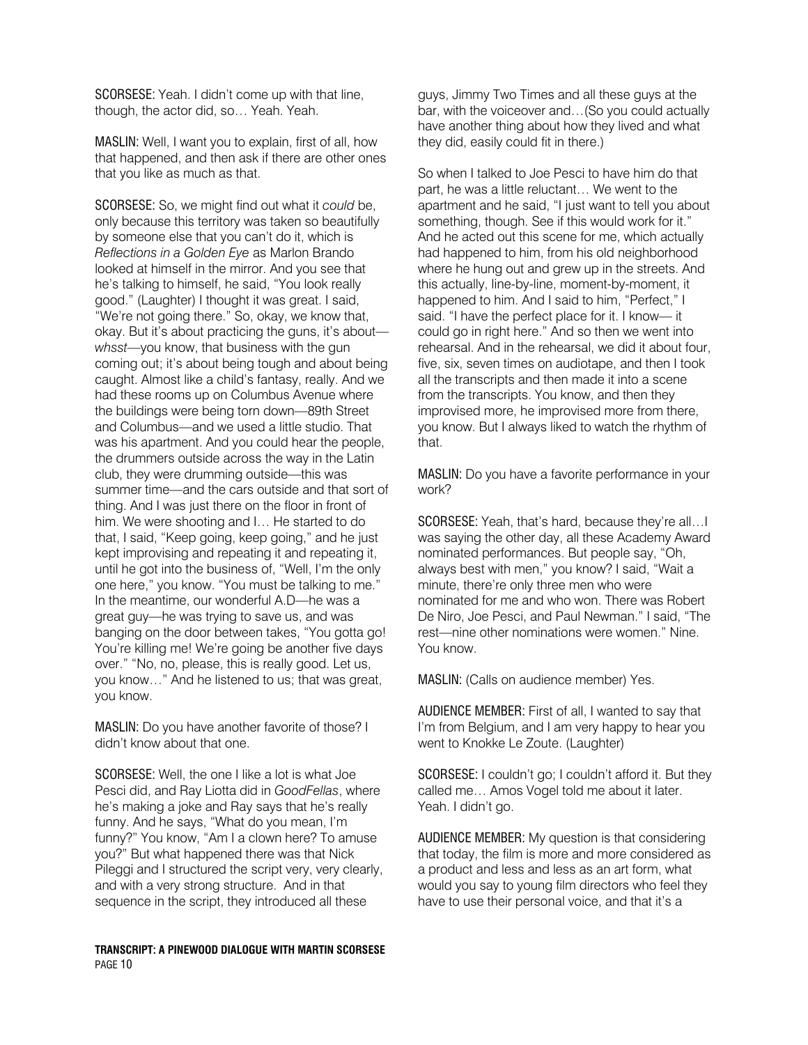**SCORSESE:** Yeah. I didn't come up with that line, though, the actor did, so… Yeah. Yeah.

**MASLIN:** Well, I want you to explain, first of all, how that happened, and then ask if there are other ones that you like as much as that.

**SCORSESE:** So, we might find out what it *could* be, only because this territory was taken so beautifully by someone else that you can't do it, which is *Reflections in a Golden Eye* as Marlon Brando looked at himself in the mirror. And you see that he's talking to himself, he said, "You look really good." (Laughter) I thought it was great. I said, "We're not going there." So, okay, we know that, okay. But it's about practicing the guns, it's about—*whsst*—you know, that business with the gun coming out; it's about being tough and about being caught. Almost like a child's fantasy, really. And we had these rooms up on Columbus Avenue where the buildings were being torn down—89th Street and Columbus—and we used a little studio. That was his apartment. And you could hear the people, the drummers outside across the way in the Latin club, they were drumming outside—this was summer time—and the cars outside and that sort of thing. And I was just there on the floor in front of him. We were shooting and I… He started to do that, I said, "Keep going, keep going," and he just kept improvising and repeating it and repeating it, until he got into the business of, "Well, I'm the only one here," you know. "You must be talking to me." In the meantime, our wonderful A.D—he was a great guy—he was trying to save us, and was banging on the door between takes, "You gotta go! You're killing me! We're going be another five days over." "No, no, please, this is really good. Let us, you know…" And he listened to us; that was great, you know.

**MASLIN:** Do you have another favorite of those? I didn't know about that one.

**SCORSESE:** Well, the one I like a lot is what Joe Pesci did, and Ray Liotta did in *GoodFellas*, where he's making a joke and Ray says that he's really funny. And he says, "What do you mean, I'm funny?" You know, "Am I a clown here? To amuse you?" But what happened there was that Nick Pileggi and I structured the script very, very clearly, and with a very strong structure. And in that sequence in the script, they introduced all these guys, Jimmy Two Times and all these guys at the bar, with the voiceover and…(So you could actually have another thing about how they lived and what they did, easily could fit in there.)

So when I talked to Joe Pesci to have him do that part, he was a little reluctant… We went to the apartment and he said, "I just want to tell you about something, though. See if this would work for it." And he acted out this scene for me, which actually had happened to him, from his old neighborhood where he hung out and grew up in the streets. And this actually, line-by-line, moment-by-moment, it happened to him. And I said to him, "Perfect," I said. "I have the perfect place for it. I know— it could go in right here." And so then we went into rehearsal. And in the rehearsal, we did it about four, five, six, seven times on audiotape, and then I took all the transcripts and then made it into a scene from the transcripts. You know, and then they improvised more, he improvised more from there, you know. But I always liked to watch the rhythm of that.

**MASLIN:** Do you have a favorite performance in your work?

**SCORSESE:** Yeah, that's hard, because they're all…I was saying the other day, all these Academy Award nominated performances. But people say, "Oh, always best with men," you know? I said, "Wait a minute, there're only three men who were nominated for me and who won. There was Robert De Niro, Joe Pesci, and Paul Newman." I said, "The rest—nine other nominations were women." Nine. You know.

**MASLIN:** (Calls on audience member) Yes.

**AUDIENCE MEMBER:** First of all, I wanted to say that I'm from Belgium, and I am very happy to hear you went to Knokke Le Zoute. (Laughter)

**SCORSESE:** I couldn't go; I couldn't afford it. But they called me… Amos Vogel told me about it later. Yeah. I didn't go.

**AUDIENCE MEMBER:** My question is that considering that today, the film is more and more considered as a product and less and less as an art form, what would you say to young film directors who feel they have to use their personal voice, and that it's a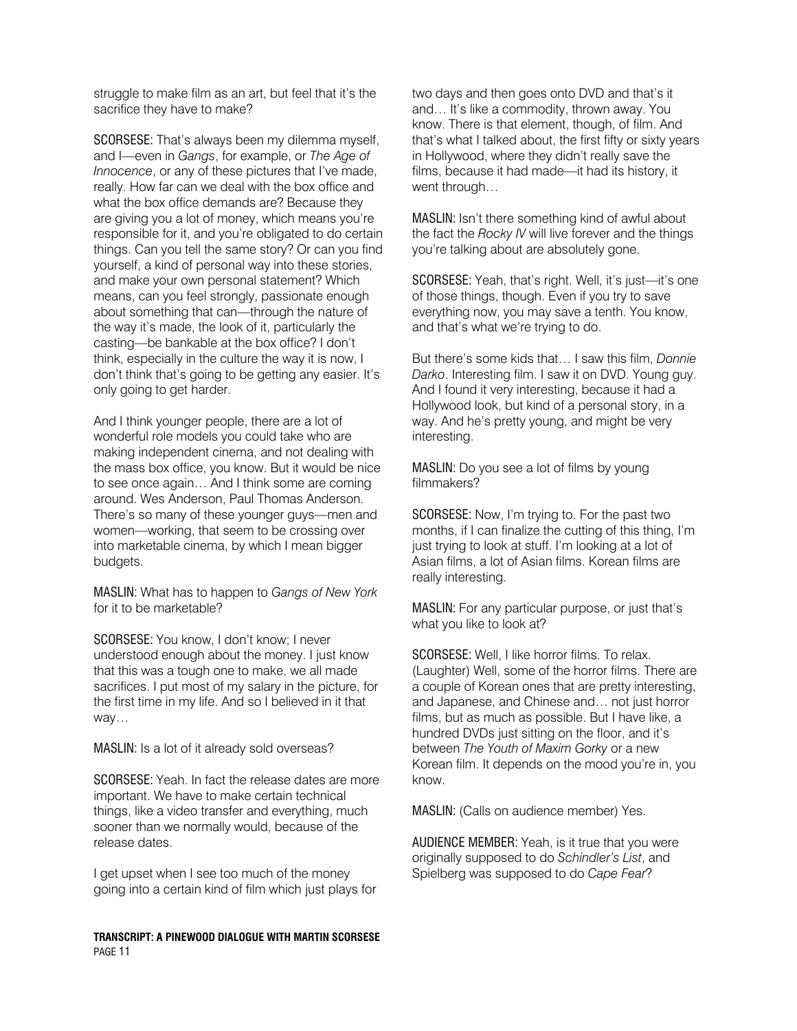struggle to make film as an art, but feel that it's the sacrifice they have to make?

**SCORSESE:** That's always been my dilemma myself, and I—even in *Gangs*, for example, or *The Age of Innocence*, or any of these pictures that I've made, really. How far can we deal with the box office and what the box office demands are? Because they are giving you a lot of money, which means you're responsible for it, and you're obligated to do certain things. Can you tell the same story? Or can you find yourself, a kind of personal way into these stories, and make your own personal statement? Which means, can you feel strongly, passionate enough about something that can—through the nature of the way it's made, the look of it, particularly the casting—be bankable at the box office? I don't think, especially in the culture the way it is now, I don't think that's going to be getting any easier. It's only going to get harder.

And I think younger people, there are a lot of wonderful role models you could take who are making independent cinema, and not dealing with the mass box office, you know. But it would be nice to see once again… And I think some are coming around. Wes Anderson, Paul Thomas Anderson. There's so many of these younger guys—men and women—working, that seem to be crossing over into marketable cinema, by which I mean bigger budgets.

**MASLIN:** What has to happen to *Gangs of New York* for it to be marketable?

**SCORSESE:** You know, I don't know; I never understood enough about the money. I just know that this was a tough one to make, we all made sacrifices. I put most of my salary in the picture, for the first time in my life. And so I believed in it that way…

**MASLIN:** Is a lot of it already sold overseas?

**SCORSESE:** Yeah. In fact the release dates are more important. We have to make certain technical things, like a video transfer and everything, much sooner than we normally would, because of the release dates.

I get upset when I see too much of the money going into a certain kind of film which just plays for two days and then goes onto DVD and that's it and… It's like a commodity, thrown away. You know. There is that element, though, of film. And that's what I talked about, the first fifty or sixty years in Hollywood, where they didn't really save the films, because it had made—it had its history, it went through…

**MASLIN:** Isn't there something kind of awful about the fact the *Rocky IV* will live forever and the things you're talking about are absolutely gone.

**SCORSESE:** Yeah, that's right. Well, it's just—it's one of those things, though. Even if you try to save everything now, you may save a tenth. You know, and that's what we're trying to do.

But there's some kids that… I saw this film, *Donnie Darko*. Interesting film. I saw it on DVD. Young guy. And I found it very interesting, because it had a Hollywood look, but kind of a personal story, in a way. And he's pretty young, and might be very interesting.

**MASLIN:** Do you see a lot of films by young filmmakers?

**SCORSESE:** Now, I'm trying to. For the past two months, if I can finalize the cutting of this thing, I'm just trying to look at stuff. I'm looking at a lot of Asian films, a lot of Asian films. Korean films are really interesting.

**MASLIN:** For any particular purpose, or just that's what you like to look at?

**SCORSESE:** Well, I like horror films. To relax. (Laughter) Well, some of the horror films. There are a couple of Korean ones that are pretty interesting, and Japanese, and Chinese and… not just horror films, but as much as possible. But I have like, a hundred DVDs just sitting on the floor, and it's between *The Youth of Maxim Gorky* or a new Korean film. It depends on the mood you're in, you know.

**MASLIN:** (Calls on audience member) Yes.

**AUDIENCE MEMBER:** Yeah, is it true that you were originally supposed to do *Schindler's List*, and Spielberg was supposed to do *Cape Fear*?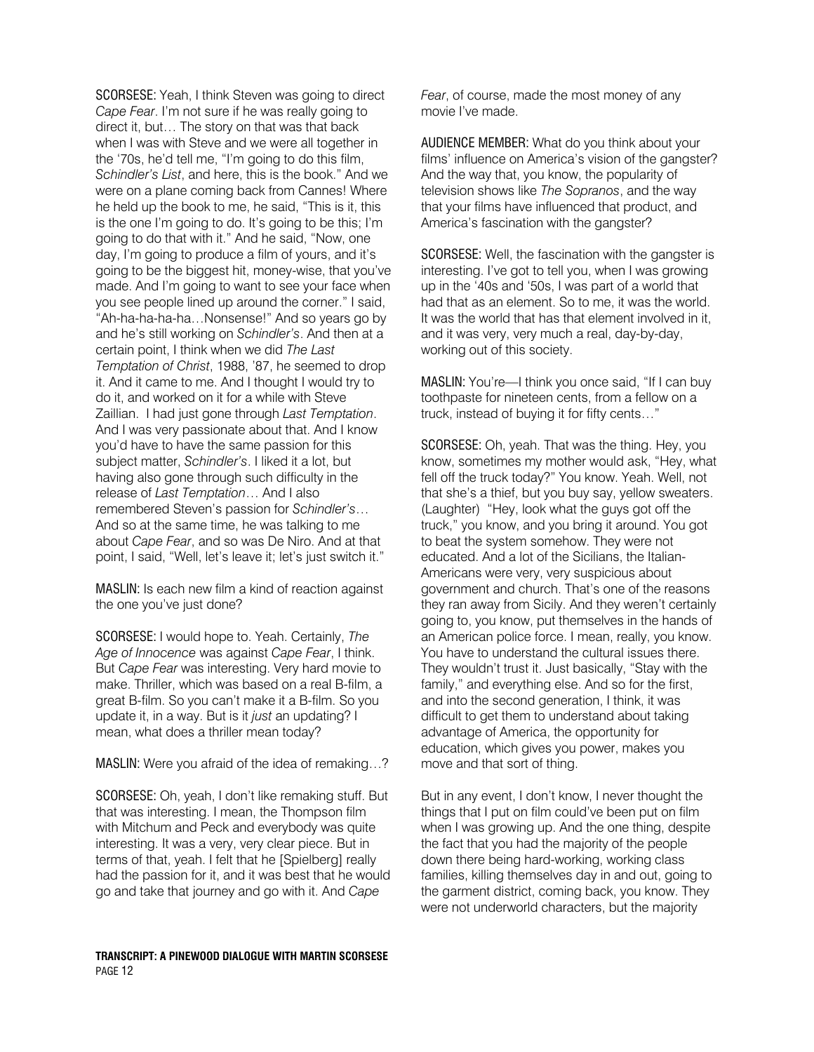SCORSESE: Yeah, I think Steven was going to direct *Cape Fear*. I'm not sure if he was really going to direct it, but… The story on that was that back when I was with Steve and we were all together in the '70s, he'd tell me, "I'm going to do this film, *Schindler's List*, and here, this is the book." And we were on a plane coming back from Cannes! Where he held up the book to me, he said, "This is it, this is the one I'm going to do. It's going to be this; I'm going to do that with it." And he said, "Now, one day, I'm going to produce a film of yours, and it's going to be the biggest hit, money-wise, that you've made. And I'm going to want to see your face when you see people lined up around the corner." I said, "Ah-ha-ha-ha-ha…Nonsense!" And so years go by and he's still working on *Schindler's*. And then at a certain point, I think when we did *The Last Temptation of Christ*, 1988, '87, he seemed to drop it. And it came to me. And I thought I would try to do it, and worked on it for a while with Steve Zaillian. I had just gone through *Last Temptation*. And I was very passionate about that. And I know you'd have to have the same passion for this subject matter, *Schindler's*. I liked it a lot, but having also gone through such difficulty in the release of *Last Temptation*… And I also remembered Steven's passion for *Schindler's*… And so at the same time, he was talking to me about *Cape Fear*, and so was De Niro. And at that point, I said, "Well, let's leave it; let's just switch it."

MASLIN: Is each new film a kind of reaction against the one you've just done?

SCORSESE: I would hope to. Yeah. Certainly, *The Age of Innocence* was against *Cape Fear*, I think. But *Cape Fear* was interesting. Very hard movie to make. Thriller, which was based on a real B-film, a great B-film. So you can't make it a B-film. So you update it, in a way. But is it *just* an updating? I mean, what does a thriller mean today?

MASLIN: Were you afraid of the idea of remaking…?

SCORSESE: Oh, yeah, I don't like remaking stuff. But that was interesting. I mean, the Thompson film with Mitchum and Peck and everybody was quite interesting. It was a very, very clear piece. But in terms of that, yeah. I felt that he [Spielberg] really had the passion for it, and it was best that he would go and take that journey and go with it. And *Cape Fear*, of course, made the most money of any movie I've made.

AUDIENCE MEMBER: What do you think about your films' influence on America's vision of the gangster? And the way that, you know, the popularity of television shows like *The Sopranos*, and the way that your films have influenced that product, and America's fascination with the gangster?

SCORSESE: Well, the fascination with the gangster is interesting. I've got to tell you, when I was growing up in the '40s and '50s, I was part of a world that had that as an element. So to me, it was the world. It was the world that has that element involved in it, and it was very, very much a real, day-by-day, working out of this society.

MASLIN: You're—I think you once said, "If I can buy toothpaste for nineteen cents, from a fellow on a truck, instead of buying it for fifty cents…"

SCORSESE: Oh, yeah. That was the thing. Hey, you know, sometimes my mother would ask, "Hey, what fell off the truck today?" You know. Yeah. Well, not that she's a thief, but you buy say, yellow sweaters. (Laughter) "Hey, look what the guys got off the truck," you know, and you bring it around. You got to beat the system somehow. They were not educated. And a lot of the Sicilians, the Italian-Americans were very, very suspicious about government and church. That's one of the reasons they ran away from Sicily. And they weren't certainly going to, you know, put themselves in the hands of an American police force. I mean, really, you know. You have to understand the cultural issues there. They wouldn't trust it. Just basically, "Stay with the family," and everything else. And so for the first, and into the second generation, I think, it was difficult to get them to understand about taking advantage of America, the opportunity for education, which gives you power, makes you move and that sort of thing.

But in any event, I don't know, I never thought the things that I put on film could've been put on film when I was growing up. And the one thing, despite the fact that you had the majority of the people down there being hard-working, working class families, killing themselves day in and out, going to the garment district, coming back, you know. They were not underworld characters, but the majority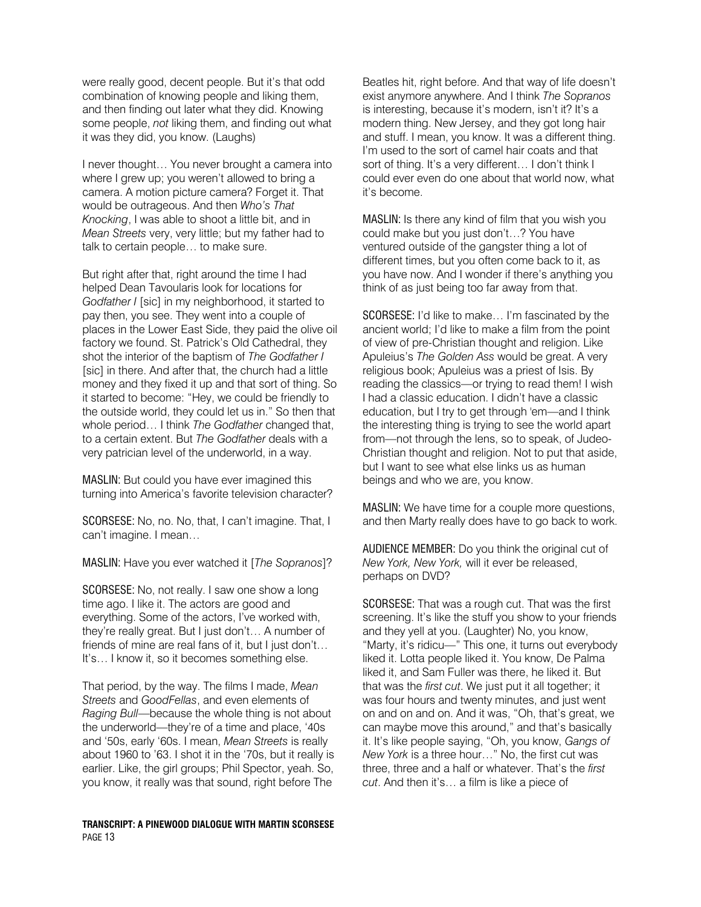were really good, decent people. But it's that odd combination of knowing people and liking them, and then finding out later what they did. Knowing some people, *not* liking them, and finding out what it was they did, you know. (Laughs)

I never thought… You never brought a camera into where I grew up; you weren't allowed to bring a camera. A motion picture camera? Forget it. That would be outrageous. And then *Who's That Knocking*, I was able to shoot a little bit, and in *Mean Streets* very, very little; but my father had to talk to certain people… to make sure.

But right after that, right around the time I had helped Dean Tavoularis look for locations for *Godfather I* [sic] in my neighborhood, it started to pay then, you see. They went into a couple of places in the Lower East Side, they paid the olive oil factory we found. St. Patrick's Old Cathedral, they shot the interior of the baptism of *The Godfather I* [sic] in there. And after that, the church had a little money and they fixed it up and that sort of thing. So it started to become: "Hey, we could be friendly to the outside world, they could let us in." So then that whole period… I think *The Godfather* changed that, to a certain extent. But *The Godfather* deals with a very patrician level of the underworld, in a way.

MASLIN: But could you have ever imagined this turning into America's favorite television character?

SCORSESE: No, no. No, that, I can't imagine. That, I can't imagine. I mean…

MASLIN: Have you ever watched it [*The Sopranos*]?

SCORSESE: No, not really. I saw one show a long time ago. I like it. The actors are good and everything. Some of the actors, I've worked with, they're really great. But I just don't… A number of friends of mine are real fans of it, but I just don't… It's… I know it, so it becomes something else.

That period, by the way. The films I made, *Mean Streets* and *GoodFellas*, and even elements of *Raging Bull*—because the whole thing is not about the underworld—they're of a time and place, '40s and '50s, early '60s. I mean, *Mean Streets* is really about 1960 to '63. I shot it in the '70s, but it really is earlier. Like, the girl groups; Phil Spector, yeah. So, you know, it really was that sound, right before The Beatles hit, right before. And that way of life doesn't exist anymore anywhere. And I think *The Sopranos* is interesting, because it's modern, isn't it? It's a modern thing. New Jersey, and they got long hair and stuff. I mean, you know. It was a different thing. I'm used to the sort of camel hair coats and that sort of thing. It's a very different… I don't think I could ever even do one about that world now, what it's become.

MASLIN: Is there any kind of film that you wish you could make but you just don't…? You have ventured outside of the gangster thing a lot of different times, but you often come back to it, as you have now. And I wonder if there's anything you think of as just being too far away from that.

SCORSESE: I'd like to make… I'm fascinated by the ancient world; I'd like to make a film from the point of view of pre-Christian thought and religion. Like Apuleius's *The Golden Ass* would be great. A very religious book; Apuleius was a priest of Isis. By reading the classics—or trying to read them! I wish I had a classic education. I didn't have a classic education, but I try to get through 'em—and I think the interesting thing is trying to see the world apart from—not through the lens, so to speak, of Judeo-Christian thought and religion. Not to put that aside, but I want to see what else links us as human beings and who we are, you know.

MASLIN: We have time for a couple more questions, and then Marty really does have to go back to work.

AUDIENCE MEMBER: Do you think the original cut of *New York, New York,* will it ever be released, perhaps on DVD?

SCORSESE: That was a rough cut. That was the first screening. It's like the stuff you show to your friends and they yell at you. (Laughter) No, you know, "Marty, it's ridicu—" This one, it turns out everybody liked it. Lotta people liked it. You know, De Palma liked it, and Sam Fuller was there, he liked it. But that was the *first cut*. We just put it all together; it was four hours and twenty minutes, and just went on and on and on. And it was, "Oh, that's great, we can maybe move this around," and that's basically it. It's like people saying, "Oh, you know, *Gangs of New York* is a three hour…" No, the first cut was three, three and a half or whatever. That's the *first cut*. And then it's… a film is like a piece of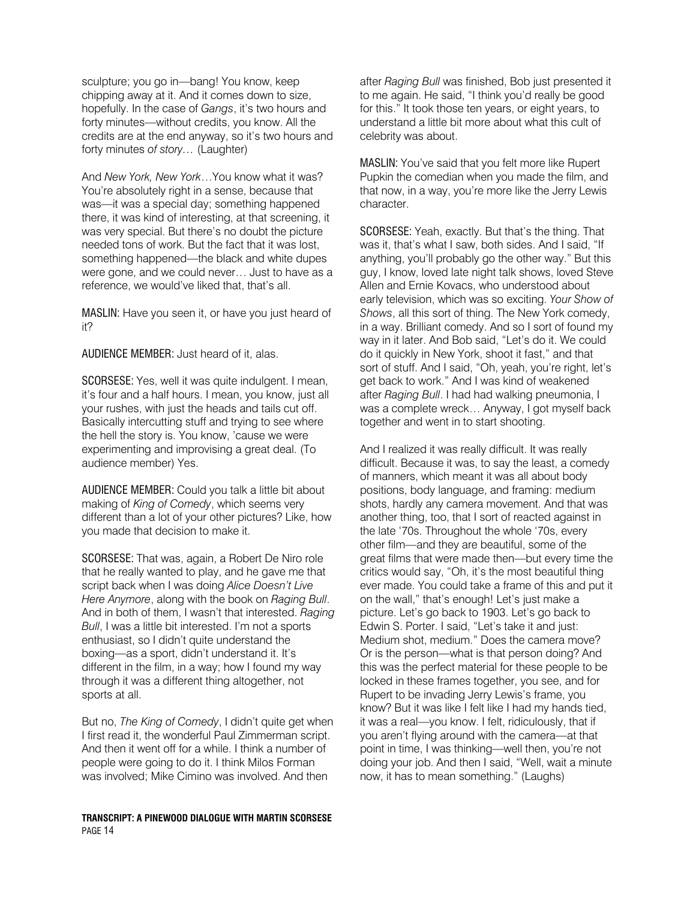sculpture; you go in—bang! You know, keep chipping away at it. And it comes down to size, hopefully. In the case of *Gangs*, it's two hours and forty minutes—without credits, you know. All the credits are at the end anyway, so it's two hours and forty minutes *of story*… (Laughter)

And *New York, New York*…You know what it was? You're absolutely right in a sense, because that was—it was a special day; something happened there, it was kind of interesting, at that screening, it was very special. But there's no doubt the picture needed tons of work. But the fact that it was lost, something happened—the black and white dupes were gone, and we could never… Just to have as a reference, we would've liked that, that's all.

MASLIN: Have you seen it, or have you just heard of it?

AUDIENCE MEMBER: Just heard of it, alas.

SCORSESE: Yes, well it was quite indulgent. I mean, it's four and a half hours. I mean, you know, just all your rushes, with just the heads and tails cut off. Basically intercutting stuff and trying to see where the hell the story is. You know, 'cause we were experimenting and improvising a great deal. (To audience member) Yes.

AUDIENCE MEMBER: Could you talk a little bit about making of *King of Comedy*, which seems very different than a lot of your other pictures? Like, how you made that decision to make it.

SCORSESE: That was, again, a Robert De Niro role that he really wanted to play, and he gave me that script back when I was doing *Alice Doesn't Live Here Anymore*, along with the book on *Raging Bull*. And in both of them, I wasn't that interested. *Raging Bull*, I was a little bit interested. I'm not a sports enthusiast, so I didn't quite understand the boxing—as a sport, didn't understand it. It's different in the film, in a way; how I found my way through it was a different thing altogether, not sports at all.

But no, *The King of Comedy*, I didn't quite get when I first read it, the wonderful Paul Zimmerman script. And then it went off for a while. I think a number of people were going to do it. I think Milos Forman was involved; Mike Cimino was involved. And then after *Raging Bull* was finished, Bob just presented it to me again. He said, "I think you'd really be good for this." It took those ten years, or eight years, to understand a little bit more about what this cult of celebrity was about.

MASLIN: You've said that you felt more like Rupert Pupkin the comedian when you made the film, and that now, in a way, you're more like the Jerry Lewis character.

SCORSESE: Yeah, exactly. But that's the thing. That was it, that's what I saw, both sides. And I said, "If anything, you'll probably go the other way." But this guy, I know, loved late night talk shows, loved Steve Allen and Ernie Kovacs, who understood about early television, which was so exciting. *Your Show of Shows*, all this sort of thing. The New York comedy, in a way. Brilliant comedy. And so I sort of found my way in it later. And Bob said, "Let's do it. We could do it quickly in New York, shoot it fast," and that sort of stuff. And I said, "Oh, yeah, you're right, let's get back to work." And I was kind of weakened after *Raging Bull*. I had had walking pneumonia, I was a complete wreck… Anyway, I got myself back together and went in to start shooting.

And I realized it was really difficult. It was really difficult. Because it was, to say the least, a comedy of manners, which meant it was all about body positions, body language, and framing: medium shots, hardly any camera movement. And that was another thing, too, that I sort of reacted against in the late '70s. Throughout the whole '70s, every other film—and they are beautiful, some of the great films that were made then—but every time the critics would say, "Oh, it's the most beautiful thing ever made. You could take a frame of this and put it on the wall," that's enough! Let's just make a picture. Let's go back to 1903. Let's go back to Edwin S. Porter. I said, "Let's take it and just: Medium shot, medium." Does the camera move? Or is the person—what is that person doing? And this was the perfect material for these people to be locked in these frames together, you see, and for Rupert to be invading Jerry Lewis's frame, you know? But it was like I felt like I had my hands tied, it was a real—you know. I felt, ridiculously, that if you aren't flying around with the camera—at that point in time, I was thinking—well then, you're not doing your job. And then I said, "Well, wait a minute now, it has to mean something." (Laughs)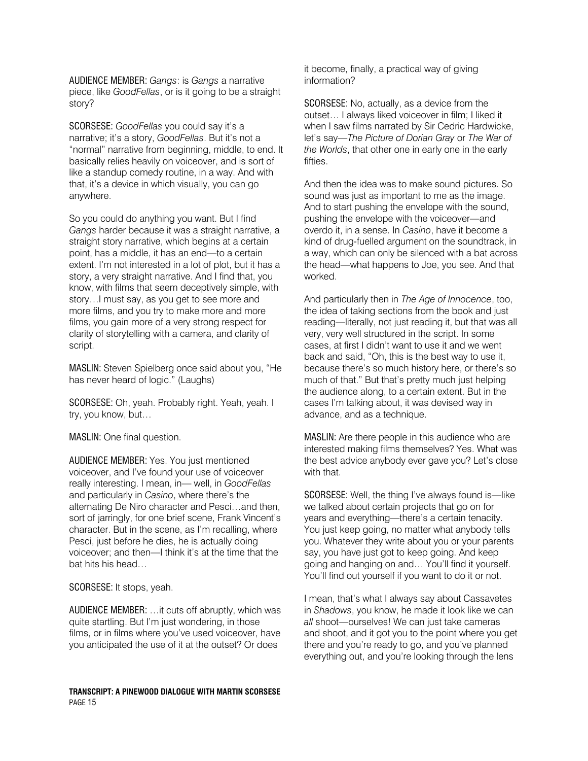AUDIENCE MEMBER: *Gangs*: is *Gangs* a narrative piece, like *GoodFellas*, or is it going to be a straight story?

SCORSESE: *GoodFellas* you could say it's a narrative; it's a story, *GoodFellas*. But it's not a "normal" narrative from beginning, middle, to end. It basically relies heavily on voiceover, and is sort of like a standup comedy routine, in a way. And with that, it's a device in which visually, you can go anywhere.

So you could do anything you want. But I find *Gangs* harder because it was a straight narrative, a straight story narrative, which begins at a certain point, has a middle, it has an end—to a certain extent. I'm not interested in a lot of plot, but it has a story, a very straight narrative. And I find that, you know, with films that seem deceptively simple, with story…I must say, as you get to see more and more films, and you try to make more and more films, you gain more of a very strong respect for clarity of storytelling with a camera, and clarity of script.

MASLIN: Steven Spielberg once said about you, "He has never heard of logic." (Laughs)

SCORSESE: Oh, yeah. Probably right. Yeah, yeah. I try, you know, but…

MASLIN: One final question.

AUDIENCE MEMBER: Yes. You just mentioned voiceover, and I've found your use of voiceover really interesting. I mean, in— well, in *GoodFellas* and particularly in *Casino*, where there's the alternating De Niro character and Pesci…and then, sort of jarringly, for one brief scene, Frank Vincent's character. But in the scene, as I'm recalling, where Pesci, just before he dies, he is actually doing voiceover; and then—I think it's at the time that the bat hits his head…

SCORSESE: It stops, yeah.

AUDIENCE MEMBER: …it cuts off abruptly, which was quite startling. But I'm just wondering, in those films, or in films where you've used voiceover, have you anticipated the use of it at the outset? Or does it become, finally, a practical way of giving information?

SCORSESE: No, actually, as a device from the outset… I always liked voiceover in film; I liked it when I saw films narrated by Sir Cedric Hardwicke, let's say—*The Picture of Dorian Gray* or *The War of the Worlds*, that other one in early one in the early fifties.

And then the idea was to make sound pictures. So sound was just as important to me as the image. And to start pushing the envelope with the sound, pushing the envelope with the voiceover—and overdo it, in a sense. In *Casino*, have it become a kind of drug-fuelled argument on the soundtrack, in a way, which can only be silenced with a bat across the head—what happens to Joe, you see. And that worked.

And particularly then in *The Age of Innocence*, too, the idea of taking sections from the book and just reading—literally, not just reading it, but that was all very, very well structured in the script. In some cases, at first I didn't want to use it and we went back and said, "Oh, this is the best way to use it, because there's so much history here, or there's so much of that." But that's pretty much just helping the audience along, to a certain extent. But in the cases I'm talking about, it was devised way in advance, and as a technique.

MASLIN: Are there people in this audience who are interested making films themselves? Yes. What was the best advice anybody ever gave you? Let's close with that.

SCORSESE: Well, the thing I've always found is—like we talked about certain projects that go on for years and everything—there's a certain tenacity. You just keep going, no matter what anybody tells you. Whatever they write about you or your parents say, you have just got to keep going. And keep going and hanging on and… You'll find it yourself. You'll find out yourself if you want to do it or not.

I mean, that's what I always say about Cassavetes in *Shadows*, you know, he made it look like we can *all* shoot—ourselves! We can just take cameras and shoot, and it got you to the point where you get there and you're ready to go, and you've planned everything out, and you're looking through the lens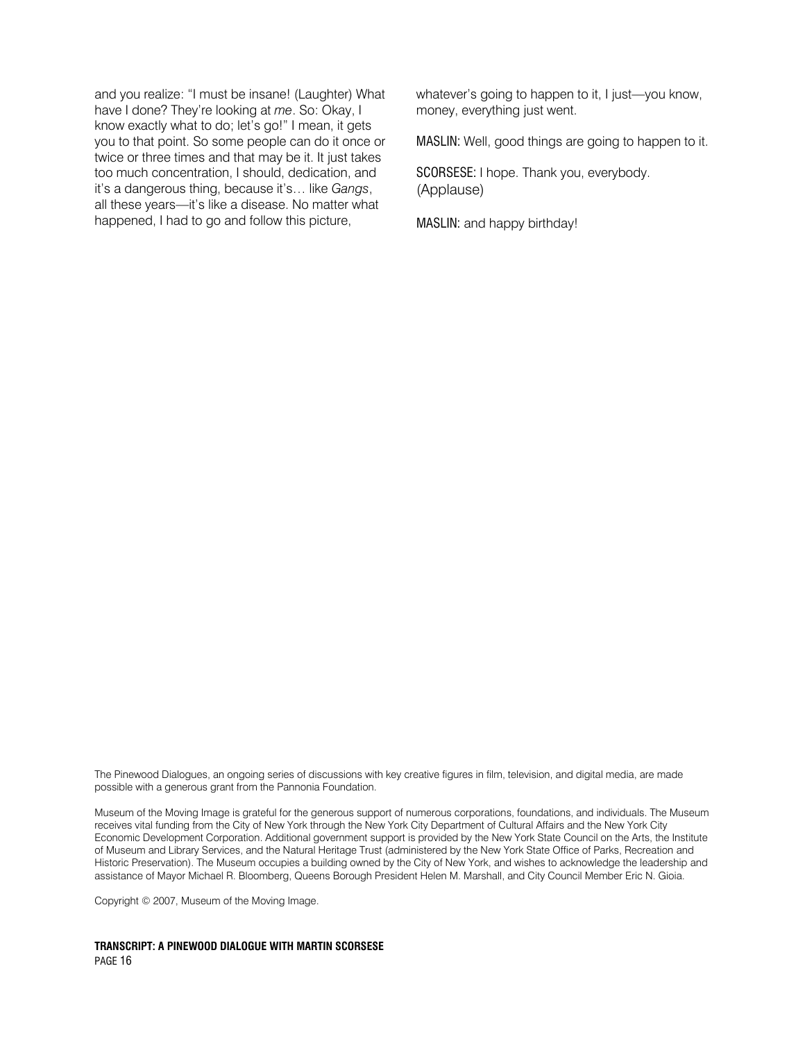and you realize: "I must be insane! (Laughter) What have I done? They're looking at *me*. So: Okay, I know exactly what to do; let's go!" I mean, it gets you to that point. So some people can do it once or twice or three times and that may be it. It just takes too much concentration, I should, dedication, and it's a dangerous thing, because it's… like *Gangs*, all these years—it's like a disease. No matter what happened, I had to go and follow this picture, whatever's going to happen to it, I just—you know, money, everything just went.

MASLIN: Well, good things are going to happen to it.

SCORSESE: I hope. Thank you, everybody. (Applause)

MASLIN: and happy birthday!

The Pinewood Dialogues, an ongoing series of discussions with key creative figures in film, television, and digital media, are made possible with a generous grant from the Pannonia Foundation.

Museum of the Moving Image is grateful for the generous support of numerous corporations, foundations, and individuals. The Museum receives vital funding from the City of New York through the New York City Department of Cultural Affairs and the New York City Economic Development Corporation. Additional government support is provided by the New York State Council on the Arts, the Institute of Museum and Library Services, and the Natural Heritage Trust (administered by the New York State Office of Parks, Recreation and Historic Preservation). The Museum occupies a building owned by the City of New York, and wishes to acknowledge the leadership and assistance of Mayor Michael R. Bloomberg, Queens Borough President Helen M. Marshall, and City Council Member Eric N. Gioia.

Copyright © 2007, Museum of the Moving Image.